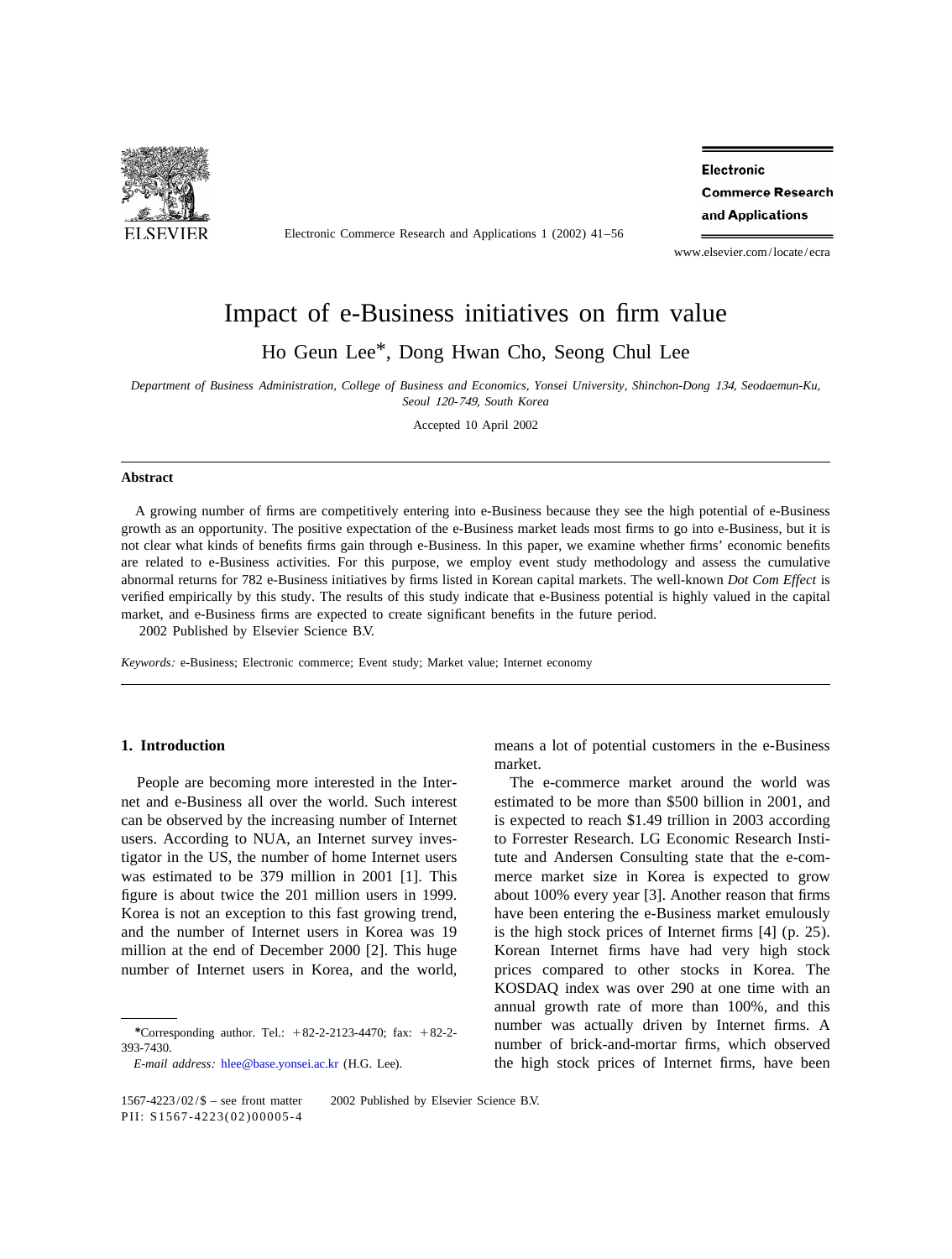# Impact of e-Business initiatives on firm value

Ho Geun Lee*, Dong Hwan Cho, Seong Chul Lee

*Department of Business Administration, College of Business and Economics, Yonsei University, Shinchon-Dong 134, Seodaemun-Ku, Seoul 120-749, South Korea*

Accepted 10 April 2002

## Abstract

A growing number of firms are competitively entering into e-Business because they see the high potential of e-Business growth as an opportunity. The positive expectation of the e-Business market leads most firms to go into e-Business, but it is not clear what kinds of benefits firms gain through e-Business. In this paper, we examine whether firms' economic benefits are related to e-Business activities. For this purpose, we employ event study methodology and assess the cumulative abnormal returns for 782 e-Business initiatives by firms listed in Korean capital markets. The well-known *Dot Com Effect* is verified empirically by this study. The results of this study indicate that e-Business potential is highly valued in the capital market, and e-Business firms are expected to create significant benefits in the future period.

2002 Published by Elsevier Science B.V.

*Keywords:* e-Business; Electronic commerce; Event study; Market value; Internet economy

## 1. Introduction

People are becoming more interested in the Internet and e-Business all over the world. Such interest can be observed by the increasing number of Internet users. According to NUA, an Internet survey investigator in the US, the number of home Internet users was estimated to be 379 million in 2001 [1]. This figure is about twice the 201 million users in 1999. Korea is not an exception to this fast growing trend, and the number of Internet users in Korea was 19 million at the end of December 2000 [2]. This huge number of Internet users in Korea, and the world, means a lot of potential customers in the e-Business market.

The e-commerce market around the world was estimated to be more than \$500 billion in 2001, and is expected to reach \$1.49 trillion in 2003 according to Forrester Research. LG Economic Research Institute and Andersen Consulting state that the e-commerce market size in Korea is expected to grow about 100% every year [3]. Another reason that firms have been entering the e-Business market emulously is the high stock prices of Internet firms [4] (p. 25). Korean Internet firms have had very high stock prices compared to other stocks in Korea. The KOSDAQ index was over 290 at one time with an annual growth rate of more than 100%, and this number was actually driven by Internet firms. A number of brick-and-mortar firms, which observed the high stock prices of Internet firms, have been

*Corresponding author. Tel.: +82-2-2123-4470; fax: +82-2-393-7430.

*E-mail address:* hlee@base.yonsei.ac.kr (H.G. Lee).

1567-4223/02/\$ – see front matter 2002 Published by Elsevier Science B.V.
PII: S1567-4223(02)00005-4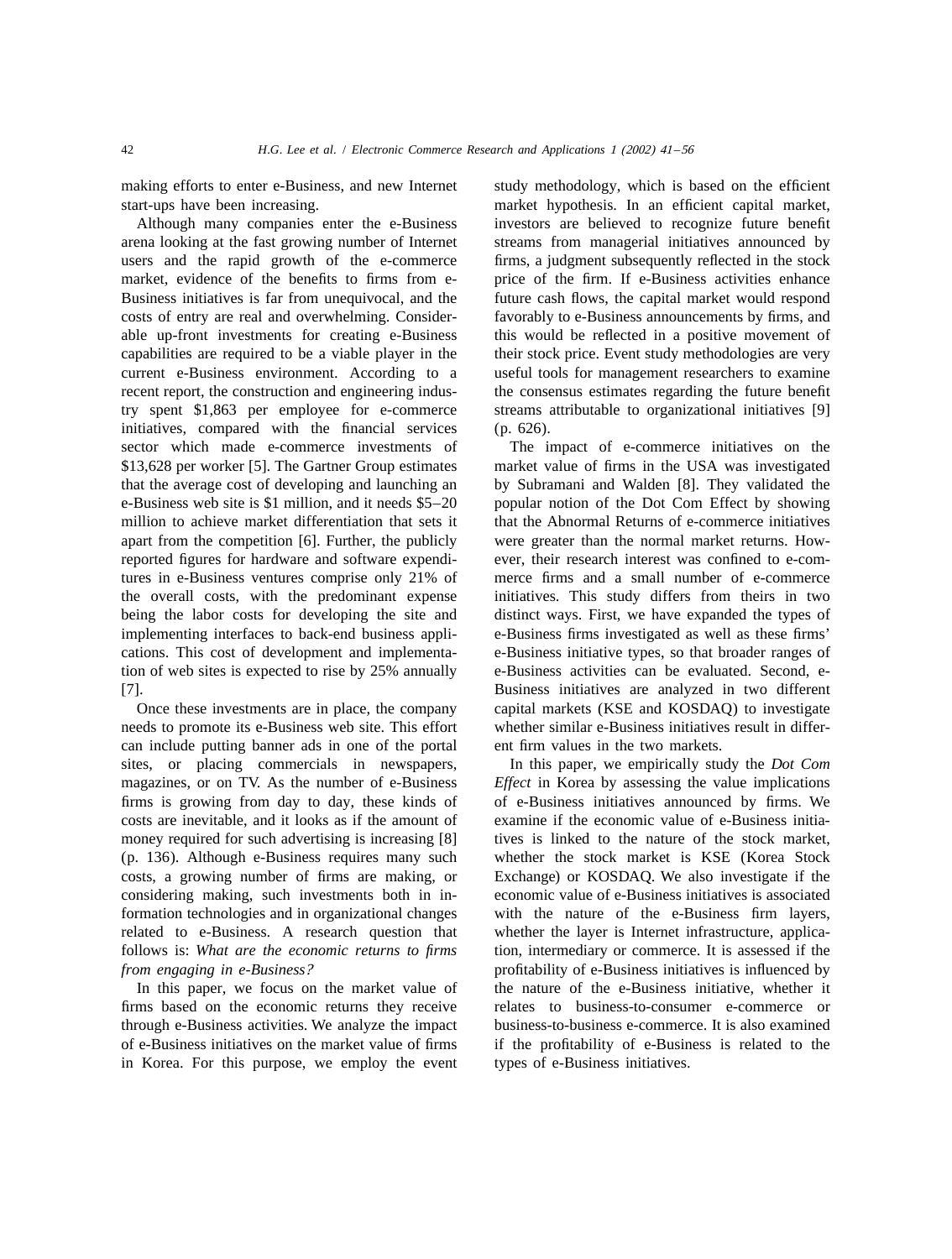making efforts to enter e-Business, and new Internet start-ups have been increasing.

Although many companies enter the e-Business arena looking at the fast growing number of Internet users and the rapid growth of the e-commerce market, evidence of the benefits to firms from e-Business initiatives is far from unequivocal, and the costs of entry are real and overwhelming. Considerable up-front investments for creating e-Business capabilities are required to be a viable player in the current e-Business environment. According to a recent report, the construction and engineering industry spent $1,863 per employee for e-commerce initiatives, compared with the financial services sector which made e-commerce investments of $13,628 per worker [5]. The Gartner Group estimates that the average cost of developing and launching an e-Business web site is $1 million, and it needs $5–20 million to achieve market differentiation that sets it apart from the competition [6]. Further, the publicly reported figures for hardware and software expenditures in e-Business ventures comprise only 21% of the overall costs, with the predominant expense being the labor costs for developing the site and implementing interfaces to back-end business applications. This cost of development and implementation of web sites is expected to rise by 25% annually [7].

Once these investments are in place, the company needs to promote its e-Business web site. This effort can include putting banner ads in one of the portal sites, or placing commercials in newspapers, magazines, or on TV. As the number of e-Business firms is growing from day to day, these kinds of costs are inevitable, and it looks as if the amount of money required for such advertising is increasing [8] (p. 136). Although e-Business requires many such costs, a growing number of firms are making, or considering making, such investments both in information technologies and in organizational changes related to e-Business. A research question that follows is: *What are the economic returns to firms from engaging in e-Business?*

In this paper, we focus on the market value of firms based on the economic returns they receive through e-Business activities. We analyze the impact of e-Business initiatives on the market value of firms in Korea. For this purpose, we employ the event study methodology, which is based on the efficient market hypothesis. In an efficient capital market, investors are believed to recognize future benefit streams from managerial initiatives announced by firms, a judgment subsequently reflected in the stock price of the firm. If e-Business activities enhance future cash flows, the capital market would respond favorably to e-Business announcements by firms, and this would be reflected in a positive movement of their stock price. Event study methodologies are very useful tools for management researchers to examine the consensus estimates regarding the future benefit streams attributable to organizational initiatives [9] (p. 626).

The impact of e-commerce initiatives on the market value of firms in the USA was investigated by Subramani and Walden [8]. They validated the popular notion of the Dot Com Effect by showing that the Abnormal Returns of e-commerce initiatives were greater than the normal market returns. However, their research interest was confined to e-commerce firms and a small number of e-commerce initiatives. This study differs from theirs in two distinct ways. First, we have expanded the types of e-Business firms investigated as well as these firms' e-Business initiative types, so that broader ranges of e-Business activities can be evaluated. Second, e-Business initiatives are analyzed in two different capital markets (KSE and KOSDAQ) to investigate whether similar e-Business initiatives result in different firm values in the two markets.

In this paper, we empirically study the *Dot Com Effect* in Korea by assessing the value implications of e-Business initiatives announced by firms. We examine if the economic value of e-Business initiatives is linked to the nature of the stock market, whether the stock market is KSE (Korea Stock Exchange) or KOSDAQ. We also investigate if the economic value of e-Business initiatives is associated with the nature of the e-Business firm layers, whether the layer is Internet infrastructure, application, intermediary or commerce. It is assessed if the profitability of e-Business initiatives is influenced by the nature of the e-Business initiative, whether it relates to business-to-consumer e-commerce or business-to-business e-commerce. It is also examined if the profitability of e-Business is related to the types of e-Business initiatives.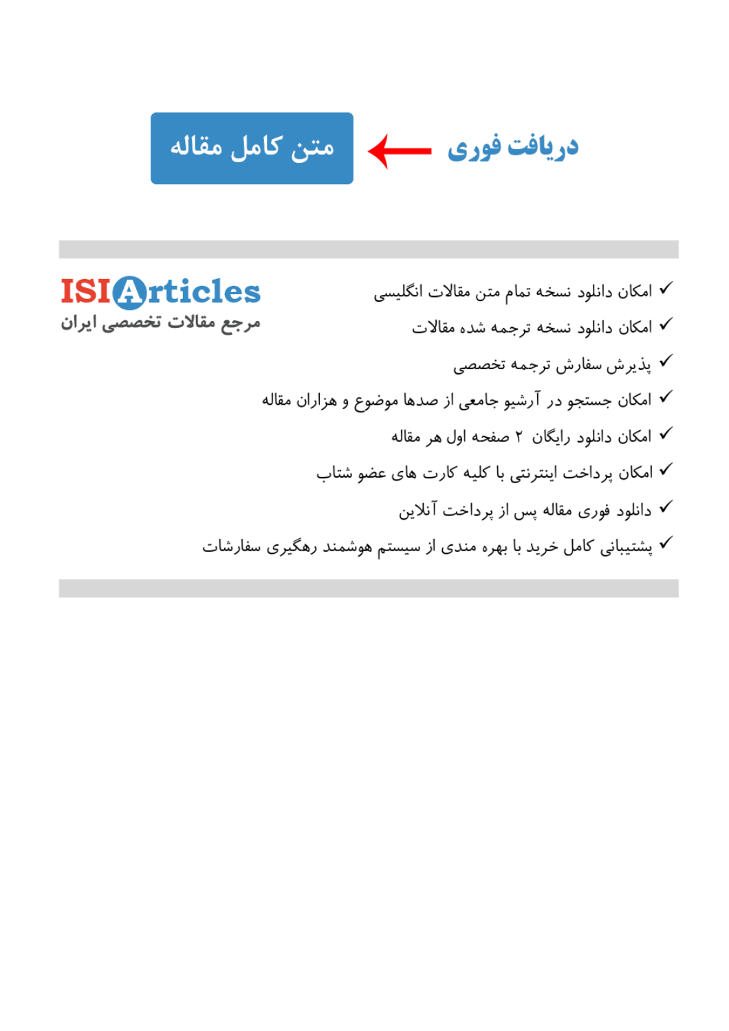دریافت فوری ← متن کامل مقاله

**ISIArticles**
مرجع مقالات تخصصی ایران

- ✓ امکان دانلود نسخه تمام متن مقالات انگلیسی
- ✓ امکان دانلود نسخه ترجمه شده مقالات
- ✓ پذیرش سفارش ترجمه تخصصی
- ✓ امکان جستجو در آرشیو جامعی از صدها موضوع و هزاران مقاله
- ✓ امکان دانلود رایگان ۲ صفحه اول هر مقاله
- ✓ امکان پرداخت اینترنتی با کلیه کارت های عضو شتاب
- ✓ دانلود فوری مقاله پس از پرداخت آنلاین
- ✓ پشتیبانی کامل خرید با بهره مندی از سیستم هوشمند رهگیری سفارشات